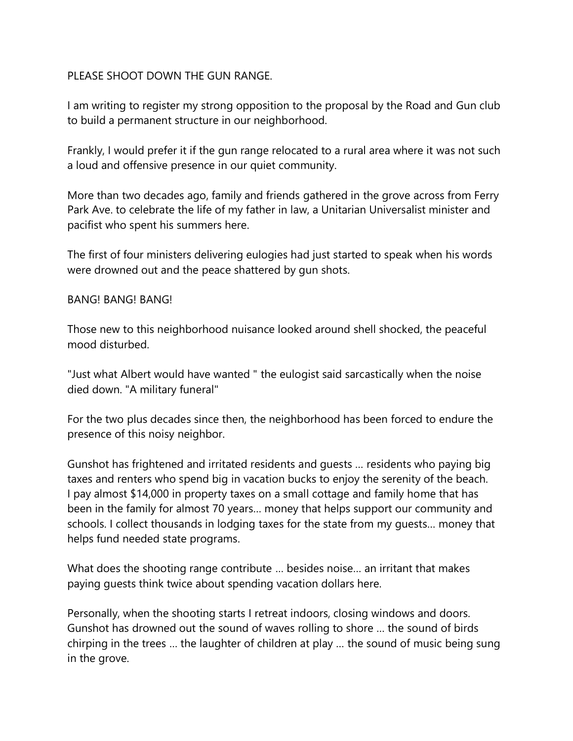PLEASE SHOOT DOWN THE GUN RANGE.

I am writing to register my strong opposition to the proposal by the Road and Gun club to build a permanent structure in our neighborhood.

Frankly, I would prefer it if the gun range relocated to a rural area where it was not such a loud and offensive presence in our quiet community.

More than two decades ago, family and friends gathered in the grove across from Ferry Park Ave. to celebrate the life of my father in law, a Unitarian Universalist minister and pacifist who spent his summers here.

The first of four ministers delivering eulogies had just started to speak when his words were drowned out and the peace shattered by gun shots.

BANG! BANG! BANG!

Those new to this neighborhood nuisance looked around shell shocked, the peaceful mood disturbed.

"Just what Albert would have wanted " the eulogist said sarcastically when the noise died down. "A military funeral"

For the two plus decades since then, the neighborhood has been forced to endure the presence of this noisy neighbor.

Gunshot has frightened and irritated residents and guests ... residents who paying big taxes and renters who spend big in vacation bucks to enjoy the serenity of the beach. I pay almost $14,000 in property taxes on a small cottage and family home that has been in the family for almost 70 years... money that helps support our community and schools. I collect thousands in lodging taxes for the state from my guests... money that helps fund needed state programs.

What does the shooting range contribute ... besides noise... an irritant that makes paying guests think twice about spending vacation dollars here.

Personally, when the shooting starts I retreat indoors, closing windows and doors. Gunshot has drowned out the sound of waves rolling to shore ... the sound of birds chirping in the trees ... the laughter of children at play ... the sound of music being sung in the grove.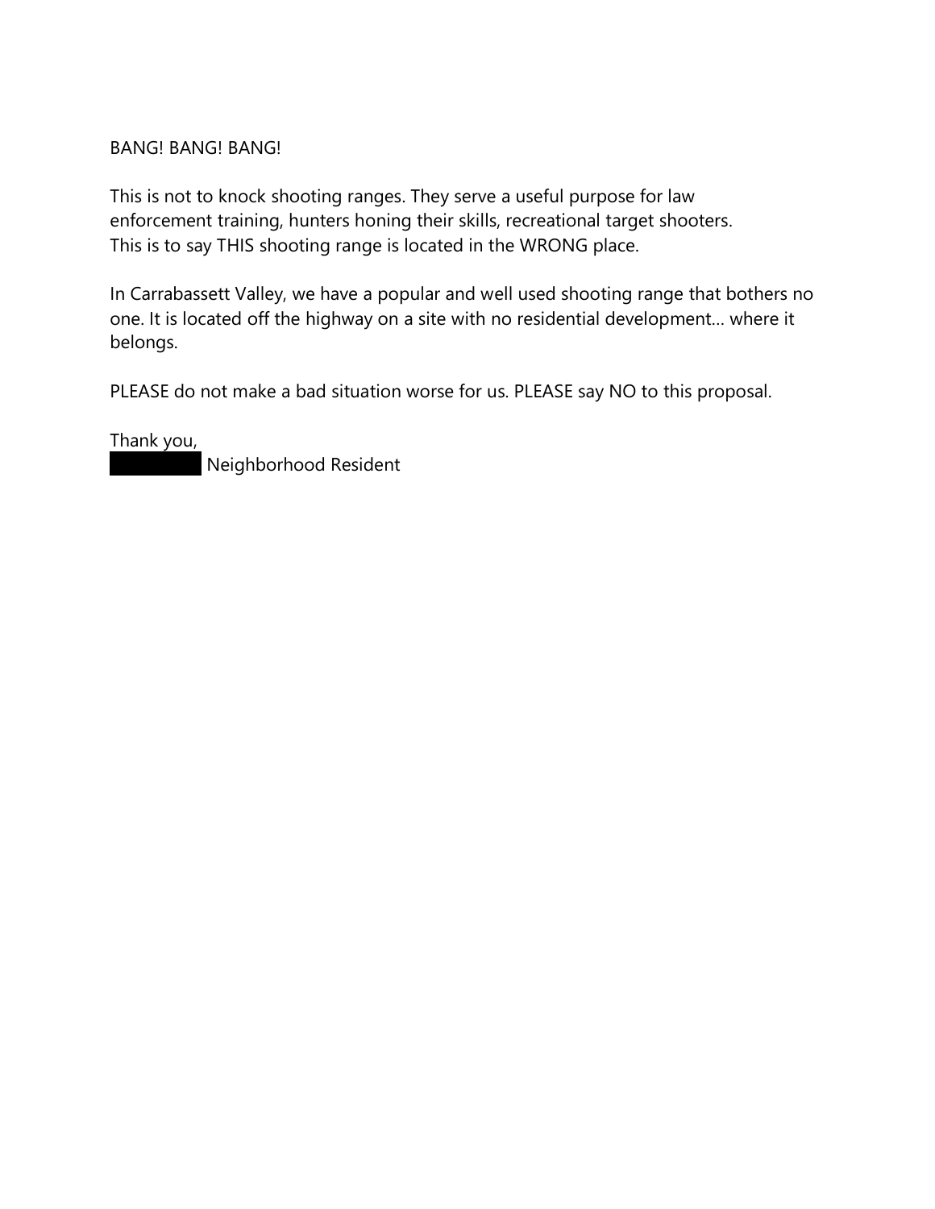BANG! BANG! BANG!

This is not to knock shooting ranges. They serve a useful purpose for law enforcement training, hunters honing their skills, recreational target shooters. This is to say THIS shooting range is located in the WRONG place.

In Carrabassett Valley, we have a popular and well used shooting range that bothers no one. It is located off the highway on a site with no residential development… where it belongs.

PLEASE do not make a bad situation worse for us. PLEASE say NO to this proposal.

Thank you,
█████ Neighborhood Resident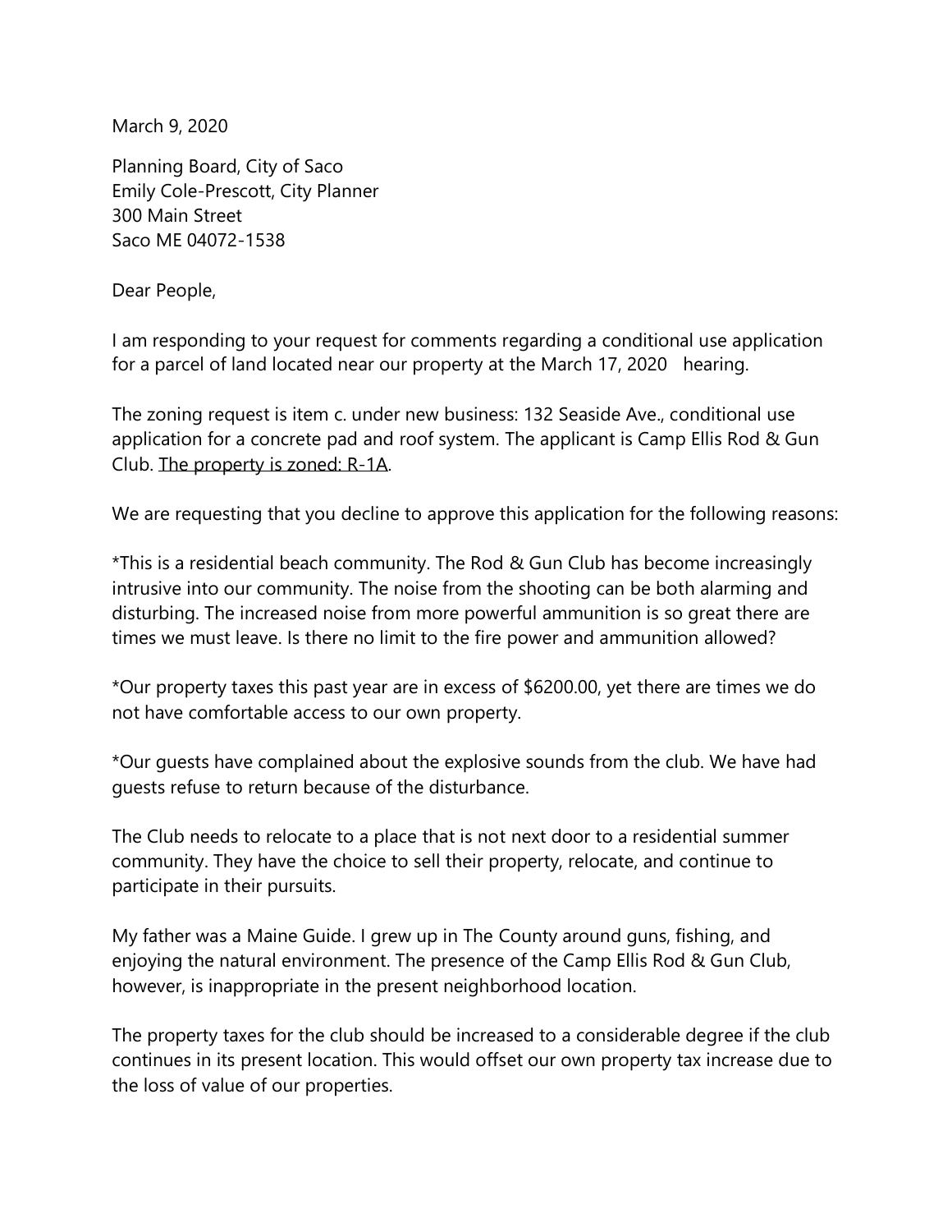March 9, 2020

Planning Board, City of Saco
Emily Cole-Prescott, City Planner
300 Main Street
Saco ME 04072-1538

Dear People,

I am responding to your request for comments regarding a conditional use application for a parcel of land located near our property at the March 17, 2020 hearing.

The zoning request is item c. under new business: 132 Seaside Ave., conditional use application for a concrete pad and roof system. The applicant is Camp Ellis Rod & Gun Club. <u>The property is zoned: R-1A</u>.

We are requesting that you decline to approve this application for the following reasons:

*This is a residential beach community. The Rod & Gun Club has become increasingly intrusive into our community. The noise from the shooting can be both alarming and disturbing. The increased noise from more powerful ammunition is so great there are times we must leave. Is there no limit to the fire power and ammunition allowed?

*Our property taxes this past year are in excess of $6200.00, yet there are times we do not have comfortable access to our own property.

*Our guests have complained about the explosive sounds from the club. We have had guests refuse to return because of the disturbance.

The Club needs to relocate to a place that is not next door to a residential summer community. They have the choice to sell their property, relocate, and continue to participate in their pursuits.

My father was a Maine Guide. I grew up in The County around guns, fishing, and enjoying the natural environment. The presence of the Camp Ellis Rod & Gun Club, however, is inappropriate in the present neighborhood location.

The property taxes for the club should be increased to a considerable degree if the club continues in its present location. This would offset our own property tax increase due to the loss of value of our properties.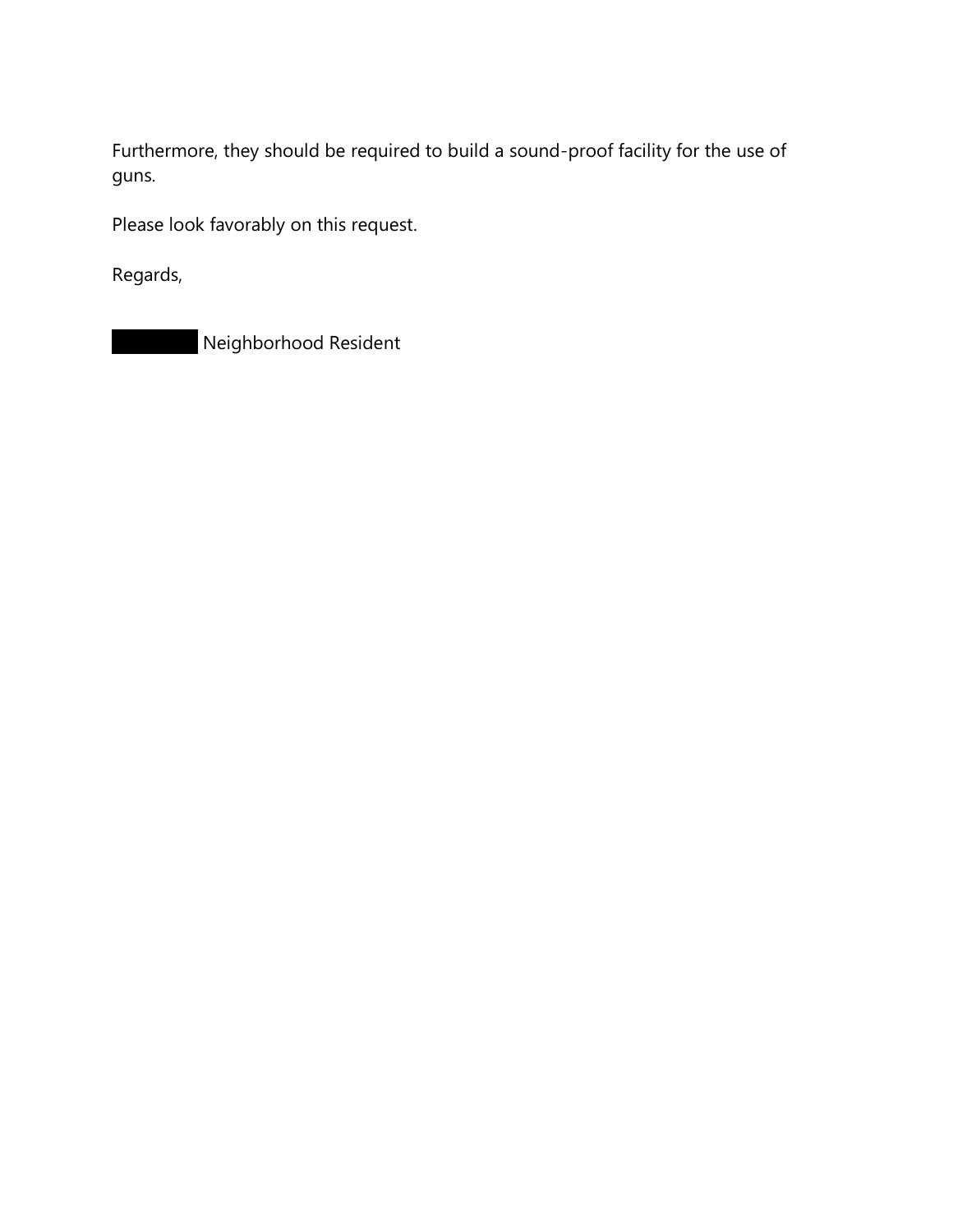Furthermore, they should be required to build a sound-proof facility for the use of guns.

Please look favorably on this request.

Regards,

████████ Neighborhood Resident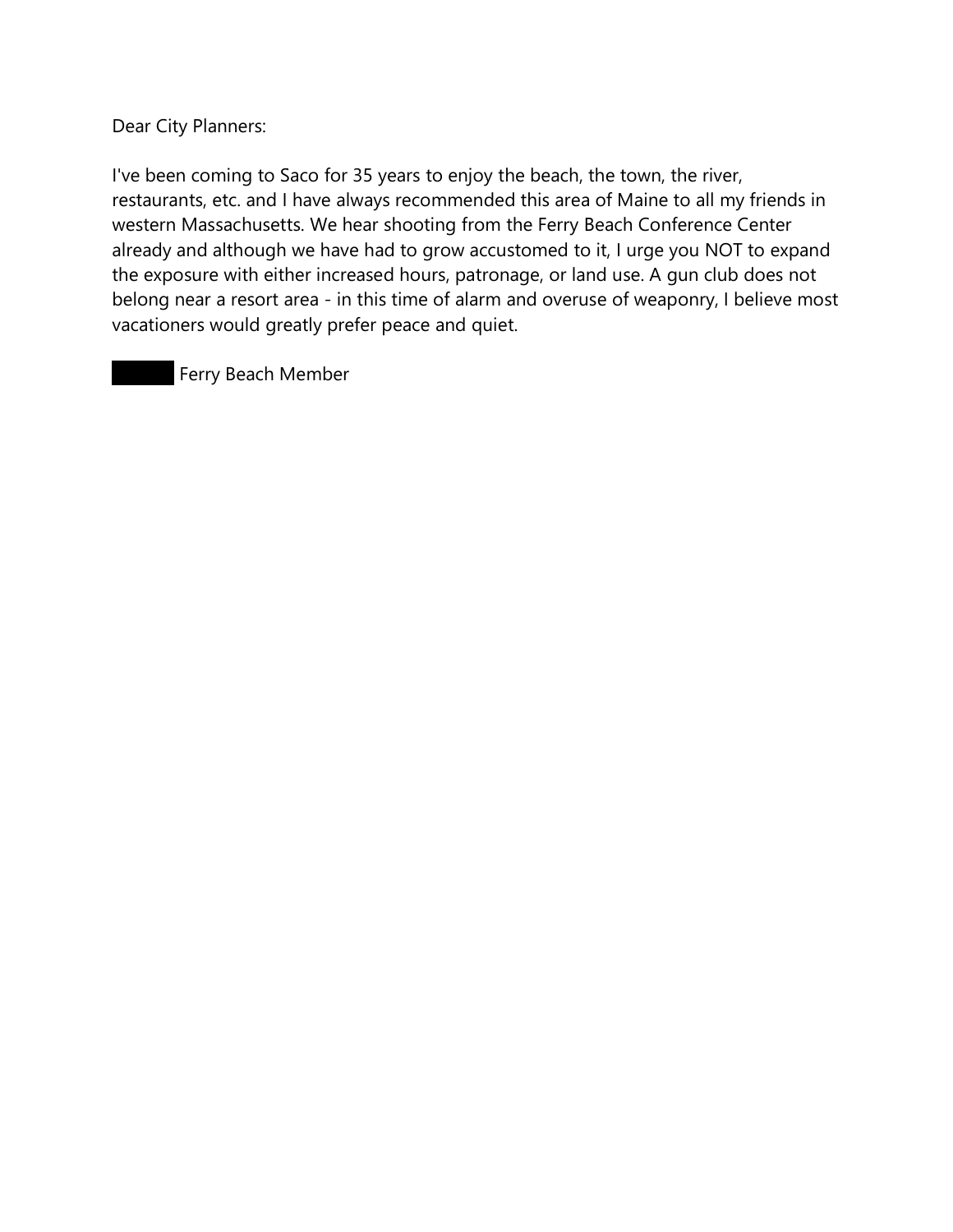Dear City Planners:

I've been coming to Saco for 35 years to enjoy the beach, the town, the river, restaurants, etc. and I have always recommended this area of Maine to all my friends in western Massachusetts. We hear shooting from the Ferry Beach Conference Center already and although we have had to grow accustomed to it, I urge you NOT to expand the exposure with either increased hours, patronage, or land use. A gun club does not belong near a resort area - in this time of alarm and overuse of weaponry, I believe most vacationers would greatly prefer peace and quiet.

[REDACTED] Ferry Beach Member